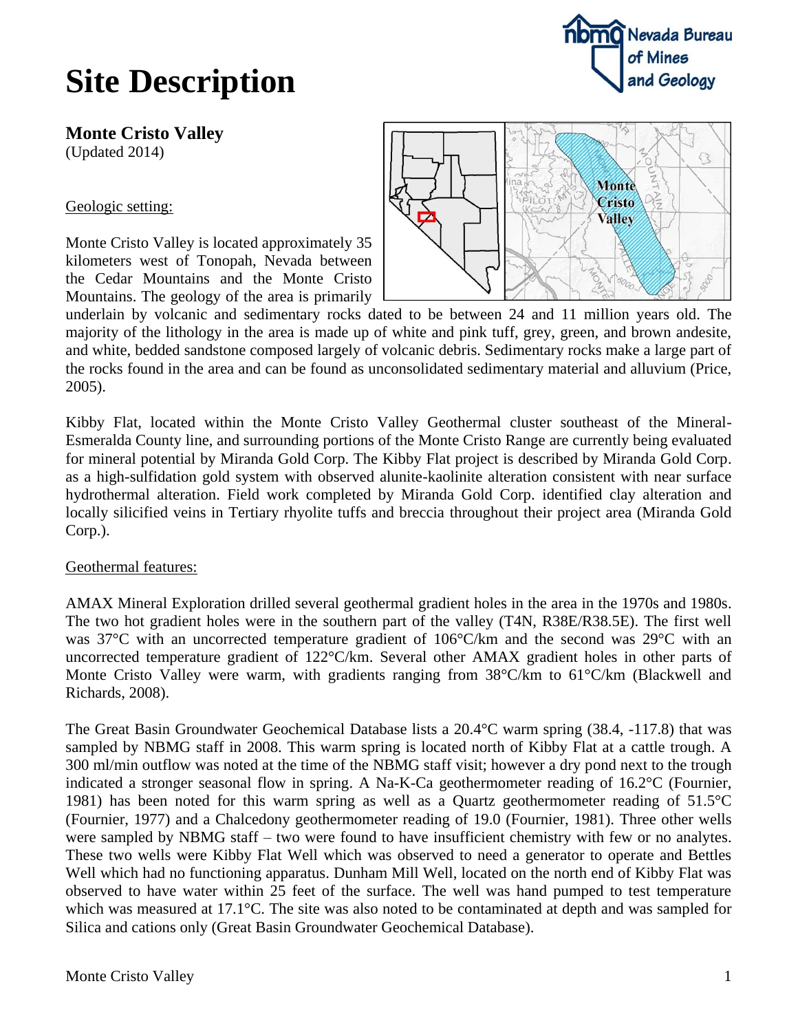# Site Description

**Monte Cristo Valley**
(Updated 2014)

## Geologic setting:

Monte Cristo Valley is located approximately 35 kilometers west of Tonopah, Nevada between the Cedar Mountains and the Monte Cristo Mountains. The geology of the area is primarily underlain by volcanic and sedimentary rocks dated to be between 24 and 11 million years old. The majority of the lithology in the area is made up of white and pink tuff, grey, green, and brown andesite, and white, bedded sandstone composed largely of volcanic debris. Sedimentary rocks make a large part of the rocks found in the area and can be found as unconsolidated sedimentary material and alluvium (Price, 2005).

Kibby Flat, located within the Monte Cristo Valley Geothermal cluster southeast of the Mineral-Esmeralda County line, and surrounding portions of the Monte Cristo Range are currently being evaluated for mineral potential by Miranda Gold Corp. The Kibby Flat project is described by Miranda Gold Corp. as a high-sulfidation gold system with observed alunite-kaolinite alteration consistent with near surface hydrothermal alteration. Field work completed by Miranda Gold Corp. identified clay alteration and locally silicified veins in Tertiary rhyolite tuffs and breccia throughout their project area (Miranda Gold Corp.).

## Geothermal features:

AMAX Mineral Exploration drilled several geothermal gradient holes in the area in the 1970s and 1980s. The two hot gradient holes were in the southern part of the valley (T4N, R38E/R38.5E). The first well was 37°C with an uncorrected temperature gradient of 106°C/km and the second was 29°C with an uncorrected temperature gradient of 122°C/km. Several other AMAX gradient holes in other parts of Monte Cristo Valley were warm, with gradients ranging from 38°C/km to 61°C/km (Blackwell and Richards, 2008).

The Great Basin Groundwater Geochemical Database lists a 20.4°C warm spring (38.4, -117.8) that was sampled by NBMG staff in 2008. This warm spring is located north of Kibby Flat at a cattle trough. A 300 ml/min outflow was noted at the time of the NBMG staff visit; however a dry pond next to the trough indicated a stronger seasonal flow in spring. A Na-K-Ca geothermometer reading of 16.2°C (Fournier, 1981) has been noted for this warm spring as well as a Quartz geothermometer reading of 51.5°C (Fournier, 1977) and a Chalcedony geothermometer reading of 19.0 (Fournier, 1981). Three other wells were sampled by NBMG staff – two were found to have insufficient chemistry with few or no analytes. These two wells were Kibby Flat Well which was observed to need a generator to operate and Bettles Well which had no functioning apparatus. Dunham Mill Well, located on the north end of Kibby Flat was observed to have water within 25 feet of the surface. The well was hand pumped to test temperature which was measured at 17.1°C. The site was also noted to be contaminated at depth and was sampled for Silica and cations only (Great Basin Groundwater Geochemical Database).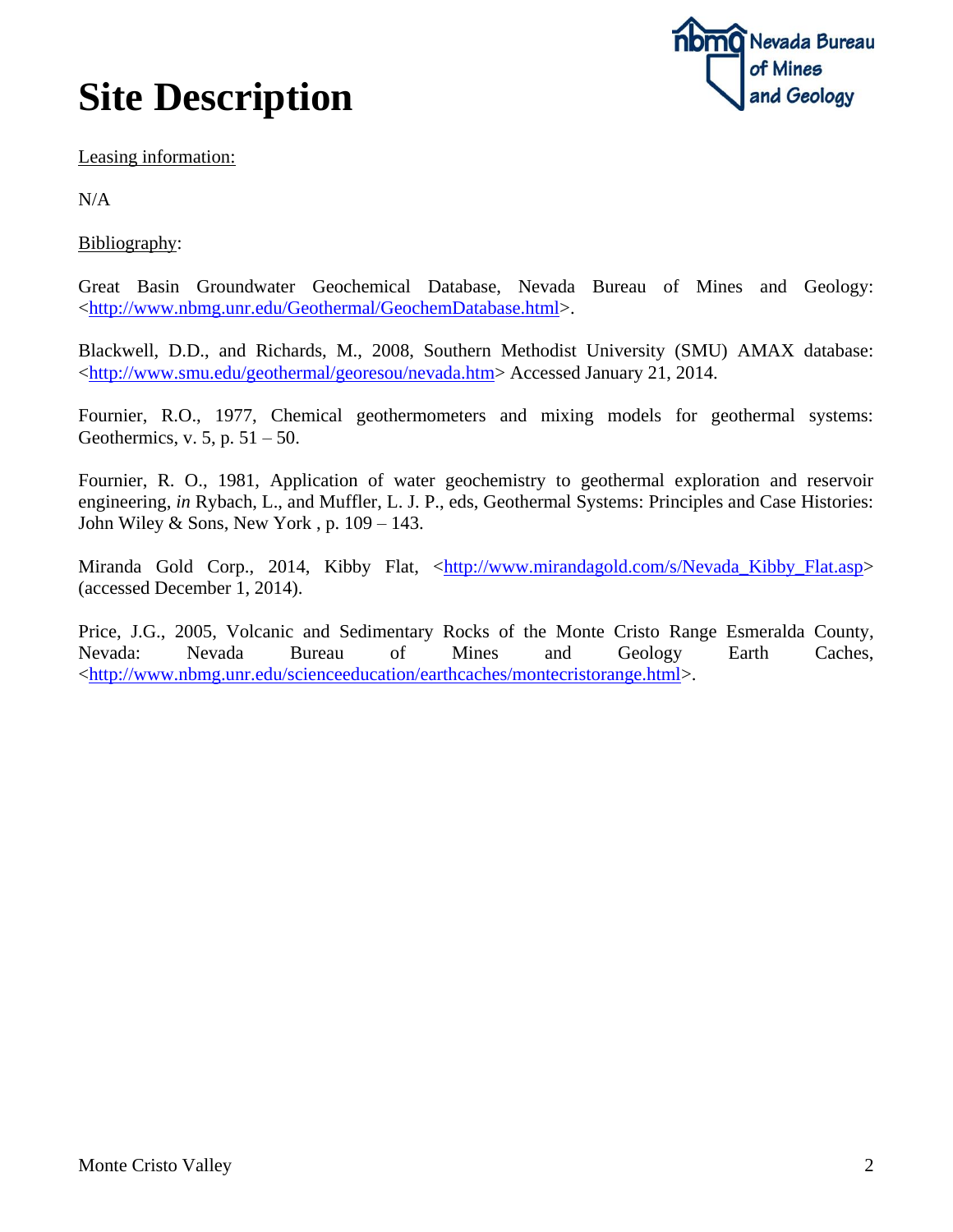# Site Description

Leasing information:

N/A

Bibliography:

Great Basin Groundwater Geochemical Database, Nevada Bureau of Mines and Geology: <http://www.nbmg.unr.edu/Geothermal/GeochemDatabase.html>.

Blackwell, D.D., and Richards, M., 2008, Southern Methodist University (SMU) AMAX database: <http://www.smu.edu/geothermal/georesou/nevada.htm> Accessed January 21, 2014.

Fournier, R.O., 1977, Chemical geothermometers and mixing models for geothermal systems: Geothermics, v. 5, p. 51 – 50.

Fournier, R. O., 1981, Application of water geochemistry to geothermal exploration and reservoir engineering, *in* Rybach, L., and Muffler, L. J. P., eds, Geothermal Systems: Principles and Case Histories: John Wiley & Sons, New York , p. 109 – 143.

Miranda Gold Corp., 2014, Kibby Flat, <http://www.mirandagold.com/s/Nevada_Kibby_Flat.asp> (accessed December 1, 2014).

Price, J.G., 2005, Volcanic and Sedimentary Rocks of the Monte Cristo Range Esmeralda County, Nevada: Nevada Bureau of Mines and Geology Earth Caches, <http://www.nbmg.unr.edu/scienceeducation/earthcaches/montecristorange.html>.